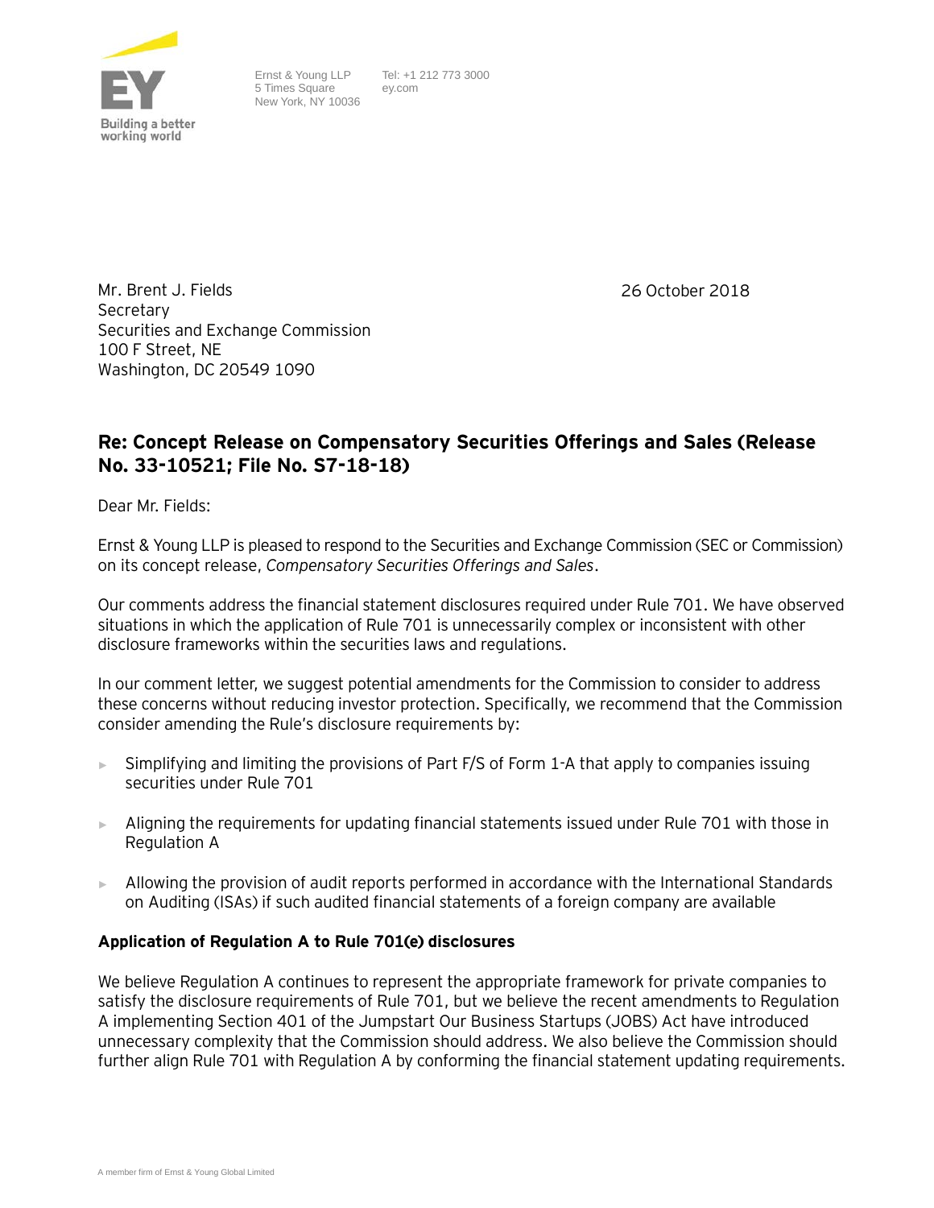Ernst & Young LLP
5 Times Square
New York, NY 10036

Tel: +1 212 773 3000
ey.com

Mr. Brent J. Fields
Secretary
Securities and Exchange Commission
100 F Street, NE
Washington, DC 20549 1090

26 October 2018

## Re: Concept Release on Compensatory Securities Offerings and Sales (Release No. 33-10521; File No. S7-18-18)

Dear Mr. Fields:

Ernst & Young LLP is pleased to respond to the Securities and Exchange Commission (SEC or Commission) on its concept release, *Compensatory Securities Offerings and Sales*.

Our comments address the financial statement disclosures required under Rule 701. We have observed situations in which the application of Rule 701 is unnecessarily complex or inconsistent with other disclosure frameworks within the securities laws and regulations.

In our comment letter, we suggest potential amendments for the Commission to consider to address these concerns without reducing investor protection. Specifically, we recommend that the Commission consider amending the Rule's disclosure requirements by:

- Simplifying and limiting the provisions of Part F/S of Form 1-A that apply to companies issuing securities under Rule 701
- Aligning the requirements for updating financial statements issued under Rule 701 with those in Regulation A
- Allowing the provision of audit reports performed in accordance with the International Standards on Auditing (ISAs) if such audited financial statements of a foreign company are available

**Application of Regulation A to Rule 701(e) disclosures**

We believe Regulation A continues to represent the appropriate framework for private companies to satisfy the disclosure requirements of Rule 701, but we believe the recent amendments to Regulation A implementing Section 401 of the Jumpstart Our Business Startups (JOBS) Act have introduced unnecessary complexity that the Commission should address. We also believe the Commission should further align Rule 701 with Regulation A by conforming the financial statement updating requirements.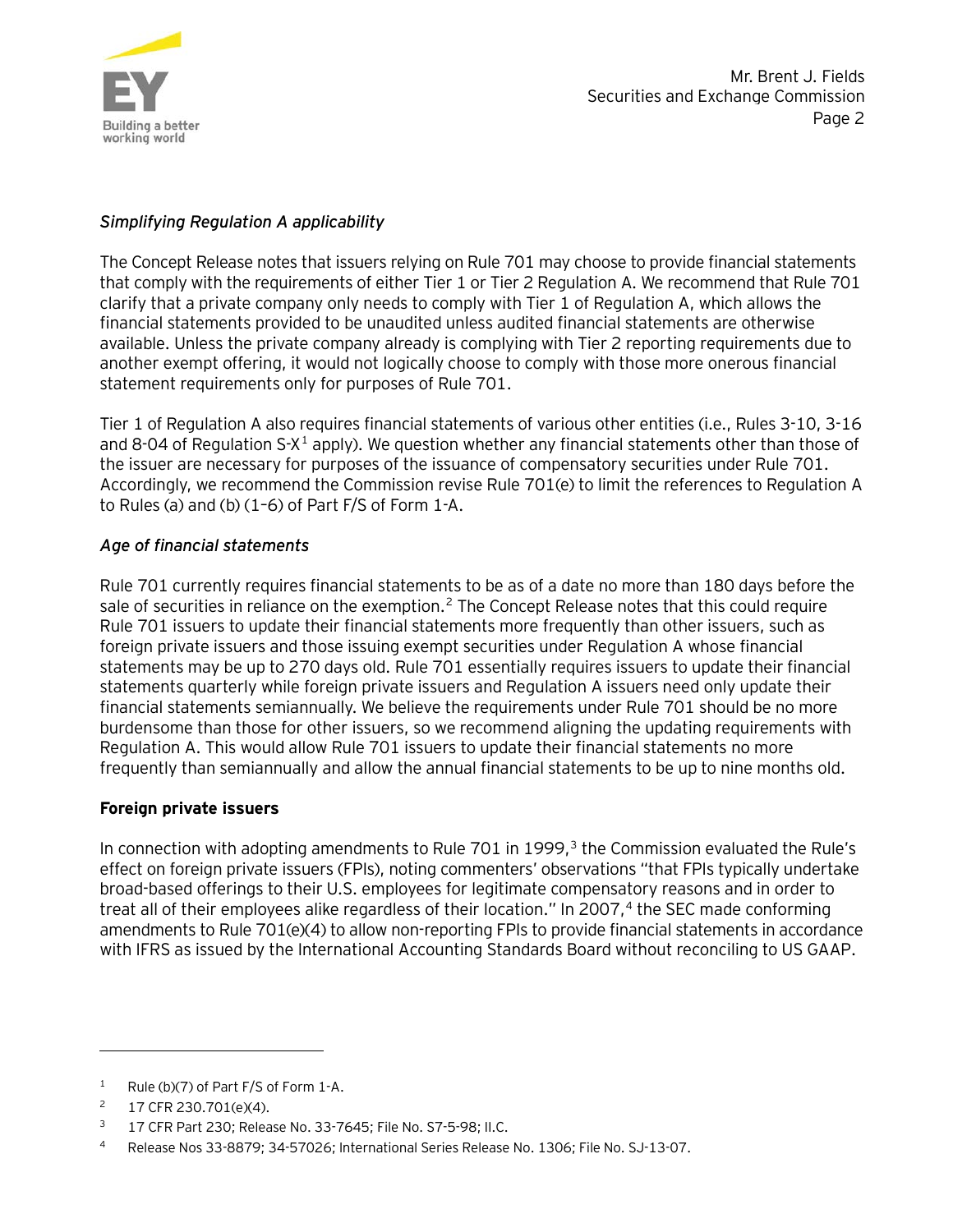*Simplifying Regulation A applicability*

The Concept Release notes that issuers relying on Rule 701 may choose to provide financial statements that comply with the requirements of either Tier 1 or Tier 2 Regulation A. We recommend that Rule 701 clarify that a private company only needs to comply with Tier 1 of Regulation A, which allows the financial statements provided to be unaudited unless audited financial statements are otherwise available. Unless the private company already is complying with Tier 2 reporting requirements due to another exempt offering, it would not logically choose to comply with those more onerous financial statement requirements only for purposes of Rule 701.

Tier 1 of Regulation A also requires financial statements of various other entities (i.e., Rules 3-10, 3-16 and 8-04 of Regulation S-X[1] apply). We question whether any financial statements other than those of the issuer are necessary for purposes of the issuance of compensatory securities under Rule 701. Accordingly, we recommend the Commission revise Rule 701(e) to limit the references to Regulation A to Rules (a) and (b) (1–6) of Part F/S of Form 1-A.

*Age of financial statements*

Rule 701 currently requires financial statements to be as of a date no more than 180 days before the sale of securities in reliance on the exemption.[2] The Concept Release notes that this could require Rule 701 issuers to update their financial statements more frequently than other issuers, such as foreign private issuers and those issuing exempt securities under Regulation A whose financial statements may be up to 270 days old. Rule 701 essentially requires issuers to update their financial statements quarterly while foreign private issuers and Regulation A issuers need only update their financial statements semiannually. We believe the requirements under Rule 701 should be no more burdensome than those for other issuers, so we recommend aligning the updating requirements with Regulation A. This would allow Rule 701 issuers to update their financial statements no more frequently than semiannually and allow the annual financial statements to be up to nine months old.

**Foreign private issuers**

In connection with adopting amendments to Rule 701 in 1999,[3] the Commission evaluated the Rule's effect on foreign private issuers (FPIs), noting commenters' observations "that FPIs typically undertake broad-based offerings to their U.S. employees for legitimate compensatory reasons and in order to treat all of their employees alike regardless of their location." In 2007,[4] the SEC made conforming amendments to Rule 701(e)(4) to allow non-reporting FPIs to provide financial statements in accordance with IFRS as issued by the International Accounting Standards Board without reconciling to US GAAP.

---

[1] Rule (b)(7) of Part F/S of Form 1-A.

[2] 17 CFR 230.701(e)(4).

[3] 17 CFR Part 230; Release No. 33-7645; File No. S7-5-98; II.C.

[4] Release Nos 33-8879; 34-57026; International Series Release No. 1306; File No. SJ-13-07.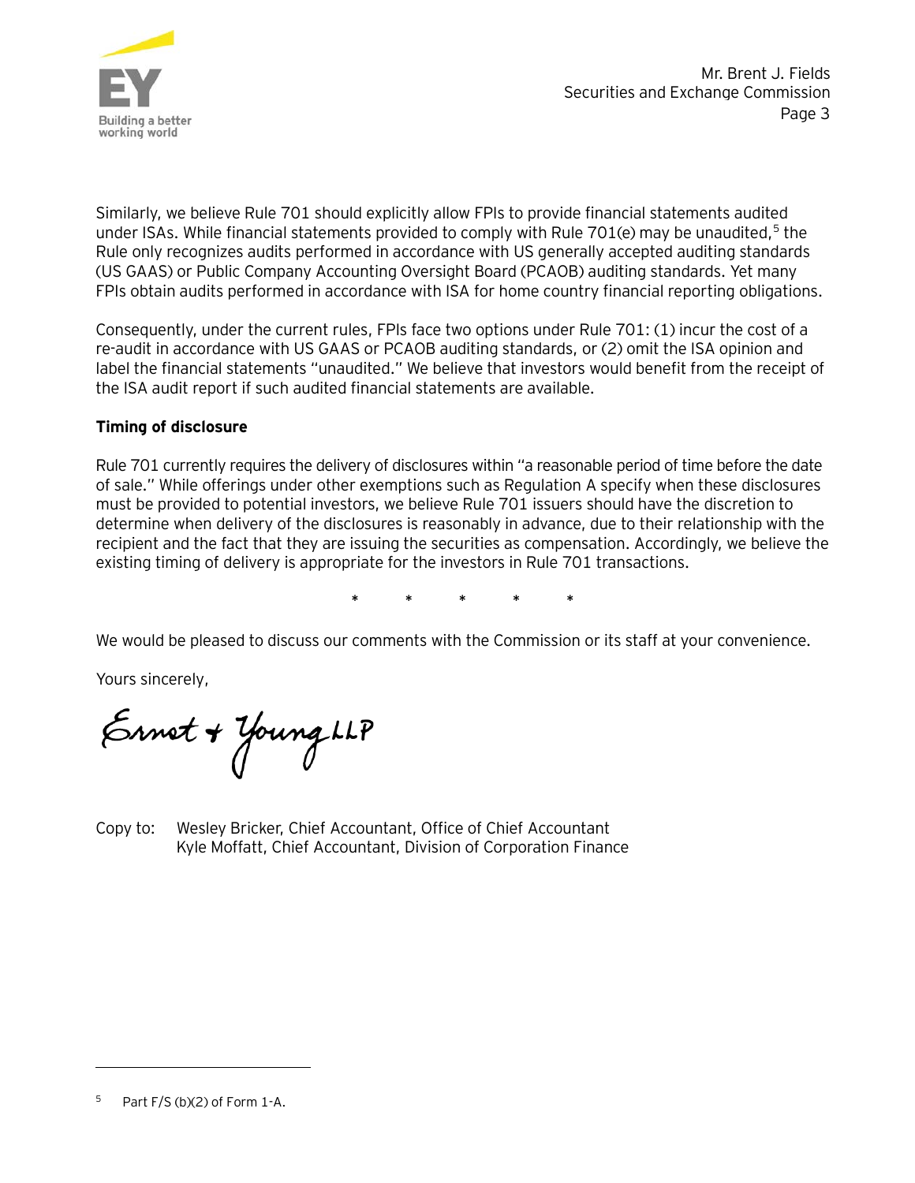Similarly, we believe Rule 701 should explicitly allow FPIs to provide financial statements audited under ISAs. While financial statements provided to comply with Rule 701(e) may be unaudited,[5] the Rule only recognizes audits performed in accordance with US generally accepted auditing standards (US GAAS) or Public Company Accounting Oversight Board (PCAOB) auditing standards. Yet many FPIs obtain audits performed in accordance with ISA for home country financial reporting obligations.

Consequently, under the current rules, FPIs face two options under Rule 701: (1) incur the cost of a re-audit in accordance with US GAAS or PCAOB auditing standards, or (2) omit the ISA opinion and label the financial statements "unaudited." We believe that investors would benefit from the receipt of the ISA audit report if such audited financial statements are available.

**Timing of disclosure**

Rule 701 currently requires the delivery of disclosures within "a reasonable period of time before the date of sale." While offerings under other exemptions such as Regulation A specify when these disclosures must be provided to potential investors, we believe Rule 701 issuers should have the discretion to determine when delivery of the disclosures is reasonably in advance, due to their relationship with the recipient and the fact that they are issuing the securities as compensation. Accordingly, we believe the existing timing of delivery is appropriate for the investors in Rule 701 transactions.

\* \* \* \* \*

We would be pleased to discuss our comments with the Commission or its staff at your convenience.

Yours sincerely,

Ernst + Young LLP

Copy to: Wesley Bricker, Chief Accountant, Office of Chief Accountant
Kyle Moffatt, Chief Accountant, Division of Corporation Finance

---

[5] Part F/S (b)(2) of Form 1-A.